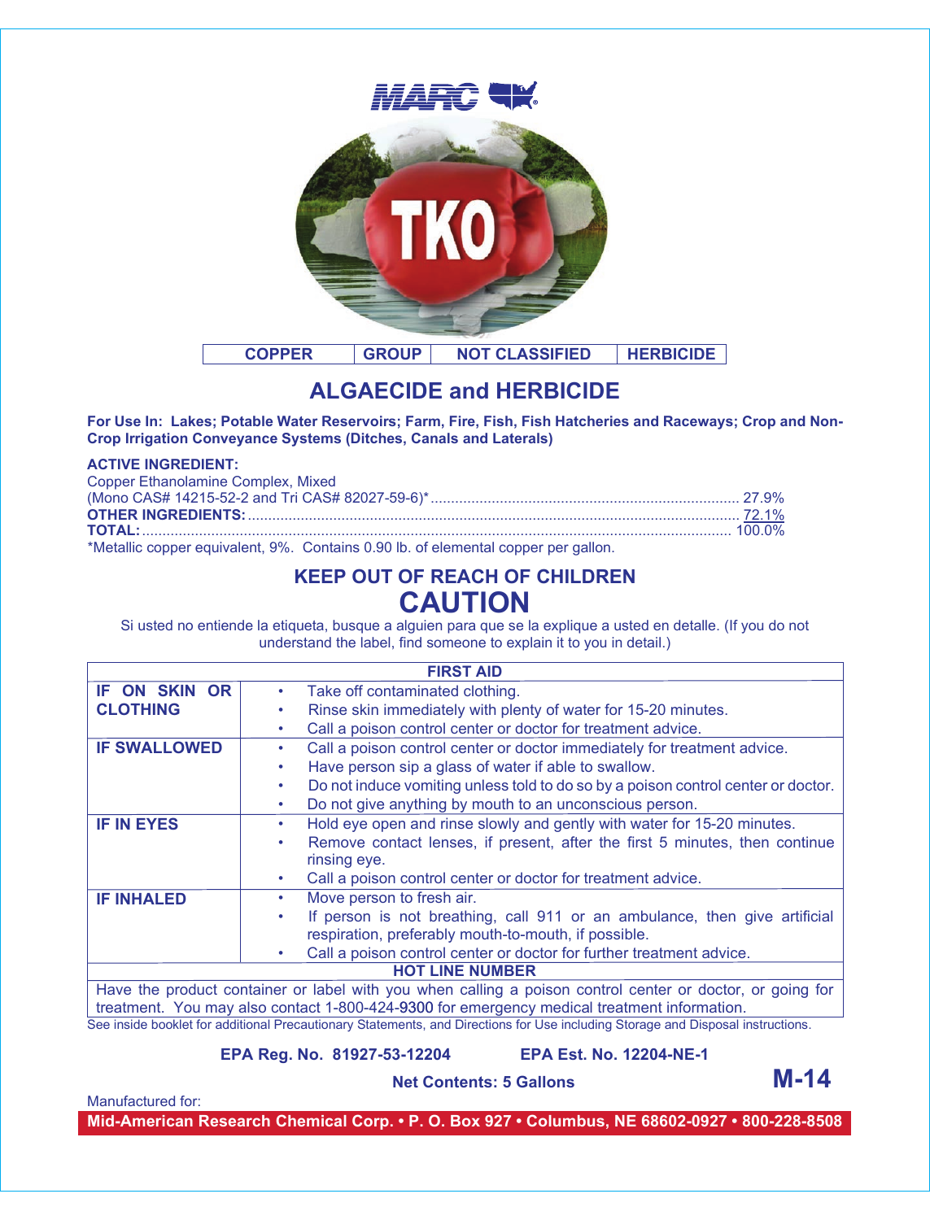MARC

TKO

| COPPER | GROUP | NOT CLASSIFIED | HERBICIDE |
|---|---|---|---|

## ALGAECIDE and HERBICIDE

**For Use In: Lakes; Potable Water Reservoirs; Farm, Fire, Fish, Fish Hatcheries and Raceways; Crop and Non-Crop Irrigation Conveyance Systems (Ditches, Canals and Laterals)**

**ACTIVE INGREDIENT:**

Copper Ethanolamine Complex, Mixed
(Mono CAS# 14215-52-2 and Tri CAS# 82027-59-6)* .......... 27.9%
**OTHER INGREDIENTS:** .......... 72.1%
**TOTAL:** .......... 100.0%

*Metallic copper equivalent, 9%. Contains 0.90 lb. of elemental copper per gallon.

### KEEP OUT OF REACH OF CHILDREN

## CAUTION

Si usted no entiende la etiqueta, busque a alguien para que se la explique a usted en detalle. (If you do not understand the label, find someone to explain it to you in detail.)

| FIRST AID | |
|---|---|
| **IF ON SKIN OR CLOTHING** | • Take off contaminated clothing.<br>• Rinse skin immediately with plenty of water for 15-20 minutes.<br>• Call a poison control center or doctor for treatment advice. |
| **IF SWALLOWED** | • Call a poison control center or doctor immediately for treatment advice.<br>• Have person sip a glass of water if able to swallow.<br>• Do not induce vomiting unless told to do so by a poison control center or doctor.<br>• Do not give anything by mouth to an unconscious person. |
| **IF IN EYES** | • Hold eye open and rinse slowly and gently with water for 15-20 minutes.<br>• Remove contact lenses, if present, after the first 5 minutes, then continue rinsing eye.<br>• Call a poison control center or doctor for treatment advice. |
| **IF INHALED** | • Move person to fresh air.<br>• If person is not breathing, call 911 or an ambulance, then give artificial respiration, preferably mouth-to-mouth, if possible.<br>• Call a poison control center or doctor for further treatment advice. |
| **HOT LINE NUMBER** | |
| Have the product container or label with you when calling a poison control center or doctor, or going for treatment. You may also contact 1-800-424-9300 for emergency medical treatment information. | |

See inside booklet for additional Precautionary Statements, and Directions for Use including Storage and Disposal instructions.

**EPA Reg. No. 81927-53-12204** **EPA Est. No. 12204-NE-1**

**Net Contents: 5 Gallons**

**M-14**

Manufactured for:

**Mid-American Research Chemical Corp. • P. O. Box 927 • Columbus, NE 68602-0927 • 800-228-8508**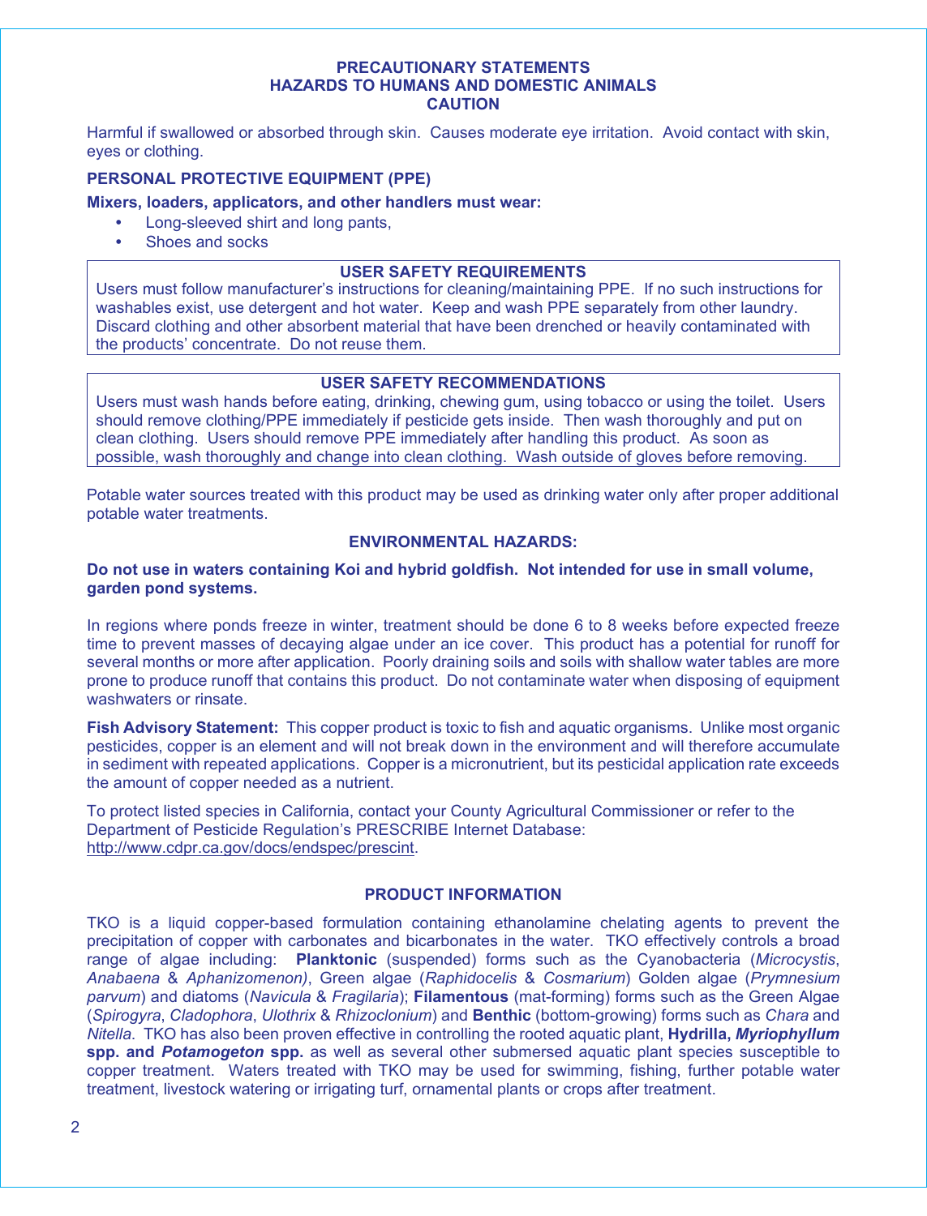## PRECAUTIONARY STATEMENTS
## HAZARDS TO HUMANS AND DOMESTIC ANIMALS
## CAUTION

Harmful if swallowed or absorbed through skin. Causes moderate eye irritation. Avoid contact with skin, eyes or clothing.

**PERSONAL PROTECTIVE EQUIPMENT (PPE)**

**Mixers, loaders, applicators, and other handlers must wear:**

- Long-sleeved shirt and long pants,
- Shoes and socks

**USER SAFETY REQUIREMENTS**

Users must follow manufacturer's instructions for cleaning/maintaining PPE. If no such instructions for washables exist, use detergent and hot water. Keep and wash PPE separately from other laundry. Discard clothing and other absorbent material that have been drenched or heavily contaminated with the products' concentrate. Do not reuse them.

**USER SAFETY RECOMMENDATIONS**

Users must wash hands before eating, drinking, chewing gum, using tobacco or using the toilet. Users should remove clothing/PPE immediately if pesticide gets inside. Then wash thoroughly and put on clean clothing. Users should remove PPE immediately after handling this product. As soon as possible, wash thoroughly and change into clean clothing. Wash outside of gloves before removing.

Potable water sources treated with this product may be used as drinking water only after proper additional potable water treatments.

**ENVIRONMENTAL HAZARDS:**

**Do not use in waters containing Koi and hybrid goldfish. Not intended for use in small volume, garden pond systems.**

In regions where ponds freeze in winter, treatment should be done 6 to 8 weeks before expected freeze time to prevent masses of decaying algae under an ice cover. This product has a potential for runoff for several months or more after application. Poorly draining soils and soils with shallow water tables are more prone to produce runoff that contains this product. Do not contaminate water when disposing of equipment washwaters or rinsate.

**Fish Advisory Statement:** This copper product is toxic to fish and aquatic organisms. Unlike most organic pesticides, copper is an element and will not break down in the environment and will therefore accumulate in sediment with repeated applications. Copper is a micronutrient, but its pesticidal application rate exceeds the amount of copper needed as a nutrient.

To protect listed species in California, contact your County Agricultural Commissioner or refer to the Department of Pesticide Regulation's PRESCRIBE Internet Database: http://www.cdpr.ca.gov/docs/endspec/prescint.

**PRODUCT INFORMATION**

TKO is a liquid copper-based formulation containing ethanolamine chelating agents to prevent the precipitation of copper with carbonates and bicarbonates in the water. TKO effectively controls a broad range of algae including: **Planktonic** (suspended) forms such as the Cyanobacteria (*Microcystis*, *Anabaena* & *Aphanizomenon)*, Green algae (*Raphidocelis* & *Cosmarium*) Golden algae (*Prymnesium parvum*) and diatoms (*Navicula* & *Fragilaria*); **Filamentous** (mat-forming) forms such as the Green Algae (*Spirogyra*, *Cladophora*, *Ulothrix* & *Rhizoclonium*) and **Benthic** (bottom-growing) forms such as *Chara* and *Nitella*. TKO has also been proven effective in controlling the rooted aquatic plant, **Hydrilla, *Myriophyllum* spp. and *Potamogeton* spp.** as well as several other submersed aquatic plant species susceptible to copper treatment. Waters treated with TKO may be used for swimming, fishing, further potable water treatment, livestock watering or irrigating turf, ornamental plants or crops after treatment.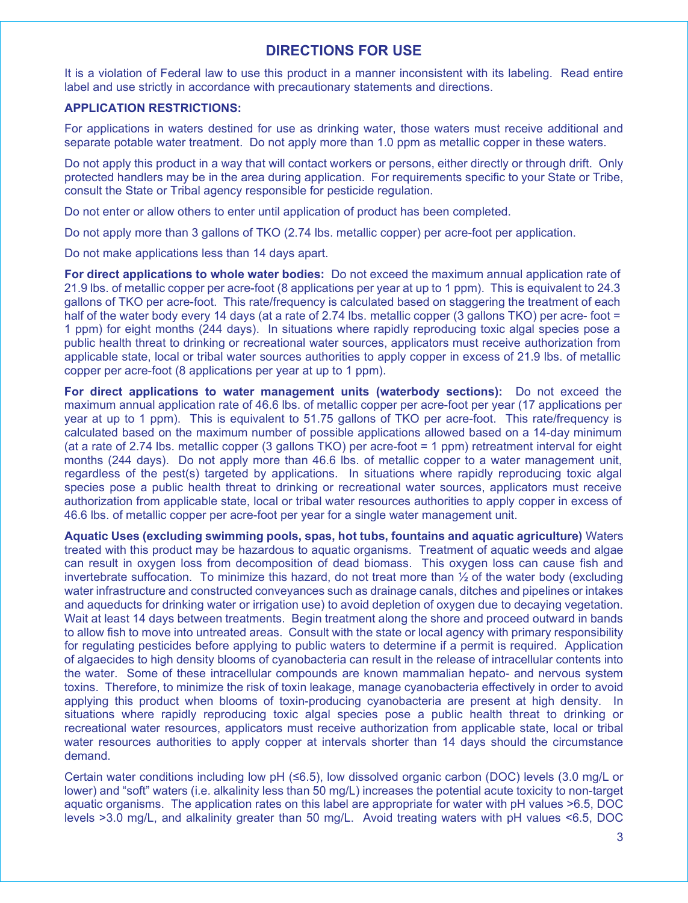## DIRECTIONS FOR USE

It is a violation of Federal law to use this product in a manner inconsistent with its labeling. Read entire label and use strictly in accordance with precautionary statements and directions.

**APPLICATION RESTRICTIONS:**

For applications in waters destined for use as drinking water, those waters must receive additional and separate potable water treatment. Do not apply more than 1.0 ppm as metallic copper in these waters.

Do not apply this product in a way that will contact workers or persons, either directly or through drift. Only protected handlers may be in the area during application. For requirements specific to your State or Tribe, consult the State or Tribal agency responsible for pesticide regulation.

Do not enter or allow others to enter until application of product has been completed.

Do not apply more than 3 gallons of TKO (2.74 lbs. metallic copper) per acre-foot per application.

Do not make applications less than 14 days apart.

**For direct applications to whole water bodies:** Do not exceed the maximum annual application rate of 21.9 lbs. of metallic copper per acre-foot (8 applications per year at up to 1 ppm). This is equivalent to 24.3 gallons of TKO per acre-foot. This rate/frequency is calculated based on staggering the treatment of each half of the water body every 14 days (at a rate of 2.74 lbs. metallic copper (3 gallons TKO) per acre- foot = 1 ppm) for eight months (244 days). In situations where rapidly reproducing toxic algal species pose a public health threat to drinking or recreational water sources, applicators must receive authorization from applicable state, local or tribal water sources authorities to apply copper in excess of 21.9 lbs. of metallic copper per acre-foot (8 applications per year at up to 1 ppm).

**For direct applications to water management units (waterbody sections):** Do not exceed the maximum annual application rate of 46.6 lbs. of metallic copper per acre-foot per year (17 applications per year at up to 1 ppm). This is equivalent to 51.75 gallons of TKO per acre-foot. This rate/frequency is calculated based on the maximum number of possible applications allowed based on a 14-day minimum (at a rate of 2.74 lbs. metallic copper (3 gallons TKO) per acre-foot = 1 ppm) retreatment interval for eight months (244 days). Do not apply more than 46.6 lbs. of metallic copper to a water management unit, regardless of the pest(s) targeted by applications. In situations where rapidly reproducing toxic algal species pose a public health threat to drinking or recreational water sources, applicators must receive authorization from applicable state, local or tribal water resources authorities to apply copper in excess of 46.6 lbs. of metallic copper per acre-foot per year for a single water management unit.

**Aquatic Uses (excluding swimming pools, spas, hot tubs, fountains and aquatic agriculture)** Waters treated with this product may be hazardous to aquatic organisms. Treatment of aquatic weeds and algae can result in oxygen loss from decomposition of dead biomass. This oxygen loss can cause fish and invertebrate suffocation. To minimize this hazard, do not treat more than ½ of the water body (excluding water infrastructure and constructed conveyances such as drainage canals, ditches and pipelines or intakes and aqueducts for drinking water or irrigation use) to avoid depletion of oxygen due to decaying vegetation. Wait at least 14 days between treatments. Begin treatment along the shore and proceed outward in bands to allow fish to move into untreated areas. Consult with the state or local agency with primary responsibility for regulating pesticides before applying to public waters to determine if a permit is required. Application of algaecides to high density blooms of cyanobacteria can result in the release of intracellular contents into the water. Some of these intracellular compounds are known mammalian hepato- and nervous system toxins. Therefore, to minimize the risk of toxin leakage, manage cyanobacteria effectively in order to avoid applying this product when blooms of toxin-producing cyanobacteria are present at high density. In situations where rapidly reproducing toxic algal species pose a public health threat to drinking or recreational water resources, applicators must receive authorization from applicable state, local or tribal water resources authorities to apply copper at intervals shorter than 14 days should the circumstance demand.

Certain water conditions including low pH (≤6.5), low dissolved organic carbon (DOC) levels (3.0 mg/L or lower) and "soft" waters (i.e. alkalinity less than 50 mg/L) increases the potential acute toxicity to non-target aquatic organisms. The application rates on this label are appropriate for water with pH values >6.5, DOC levels >3.0 mg/L, and alkalinity greater than 50 mg/L. Avoid treating waters with pH values <6.5, DOC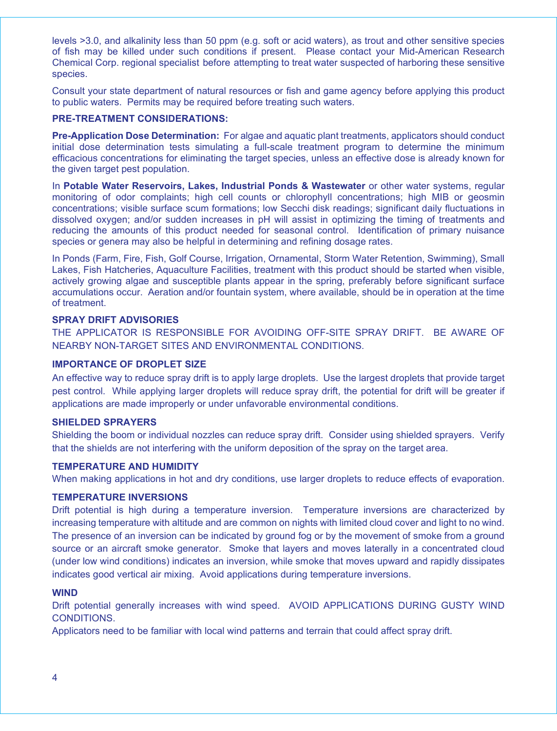levels >3.0, and alkalinity less than 50 ppm (e.g. soft or acid waters), as trout and other sensitive species of fish may be killed under such conditions if present. Please contact your Mid-American Research Chemical Corp. regional specialist before attempting to treat water suspected of harboring these sensitive species.

Consult your state department of natural resources or fish and game agency before applying this product to public waters. Permits may be required before treating such waters.

**PRE-TREATMENT CONSIDERATIONS:**

**Pre-Application Dose Determination:** For algae and aquatic plant treatments, applicators should conduct initial dose determination tests simulating a full-scale treatment program to determine the minimum efficacious concentrations for eliminating the target species, unless an effective dose is already known for the given target pest population.

In **Potable Water Reservoirs, Lakes, Industrial Ponds & Wastewater** or other water systems, regular monitoring of odor complaints; high cell counts or chlorophyll concentrations; high MIB or geosmin concentrations; visible surface scum formations; low Secchi disk readings; significant daily fluctuations in dissolved oxygen; and/or sudden increases in pH will assist in optimizing the timing of treatments and reducing the amounts of this product needed for seasonal control. Identification of primary nuisance species or genera may also be helpful in determining and refining dosage rates.

In Ponds (Farm, Fire, Fish, Golf Course, Irrigation, Ornamental, Storm Water Retention, Swimming), Small Lakes, Fish Hatcheries, Aquaculture Facilities, treatment with this product should be started when visible, actively growing algae and susceptible plants appear in the spring, preferably before significant surface accumulations occur. Aeration and/or fountain system, where available, should be in operation at the time of treatment.

**SPRAY DRIFT ADVISORIES**

THE APPLICATOR IS RESPONSIBLE FOR AVOIDING OFF-SITE SPRAY DRIFT. BE AWARE OF NEARBY NON-TARGET SITES AND ENVIRONMENTAL CONDITIONS.

**IMPORTANCE OF DROPLET SIZE**

An effective way to reduce spray drift is to apply large droplets. Use the largest droplets that provide target pest control. While applying larger droplets will reduce spray drift, the potential for drift will be greater if applications are made improperly or under unfavorable environmental conditions.

**SHIELDED SPRAYERS**

Shielding the boom or individual nozzles can reduce spray drift. Consider using shielded sprayers. Verify that the shields are not interfering with the uniform deposition of the spray on the target area.

**TEMPERATURE AND HUMIDITY**

When making applications in hot and dry conditions, use larger droplets to reduce effects of evaporation.

**TEMPERATURE INVERSIONS**

Drift potential is high during a temperature inversion. Temperature inversions are characterized by increasing temperature with altitude and are common on nights with limited cloud cover and light to no wind. The presence of an inversion can be indicated by ground fog or by the movement of smoke from a ground source or an aircraft smoke generator. Smoke that layers and moves laterally in a concentrated cloud (under low wind conditions) indicates an inversion, while smoke that moves upward and rapidly dissipates indicates good vertical air mixing. Avoid applications during temperature inversions.

**WIND**

Drift potential generally increases with wind speed. AVOID APPLICATIONS DURING GUSTY WIND CONDITIONS.

Applicators need to be familiar with local wind patterns and terrain that could affect spray drift.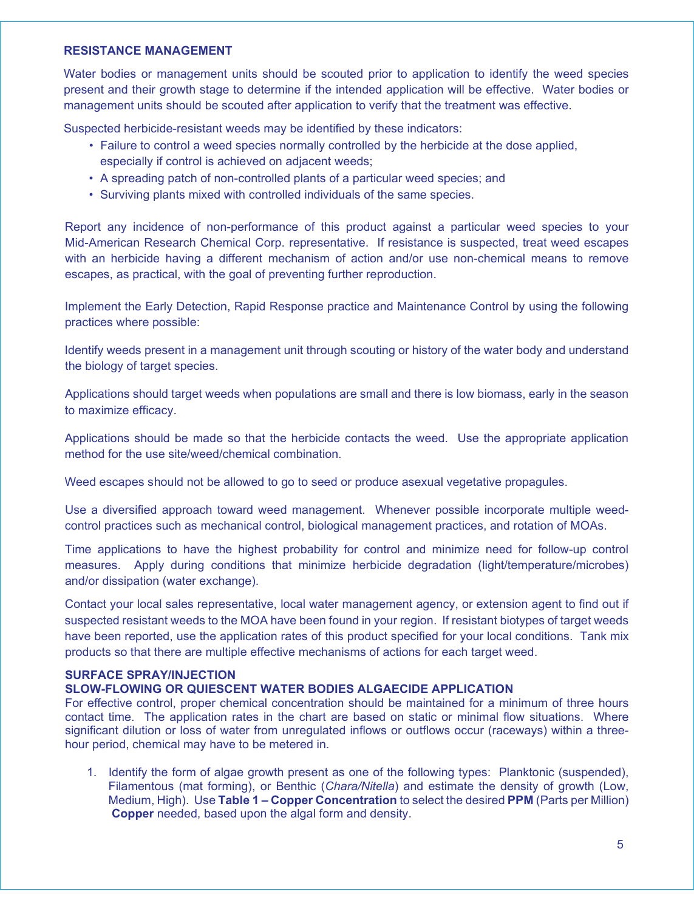## RESISTANCE MANAGEMENT

Water bodies or management units should be scouted prior to application to identify the weed species present and their growth stage to determine if the intended application will be effective. Water bodies or management units should be scouted after application to verify that the treatment was effective.

Suspected herbicide-resistant weeds may be identified by these indicators:

- Failure to control a weed species normally controlled by the herbicide at the dose applied, especially if control is achieved on adjacent weeds;
- A spreading patch of non-controlled plants of a particular weed species; and
- Surviving plants mixed with controlled individuals of the same species.

Report any incidence of non-performance of this product against a particular weed species to your Mid-American Research Chemical Corp. representative. If resistance is suspected, treat weed escapes with an herbicide having a different mechanism of action and/or use non-chemical means to remove escapes, as practical, with the goal of preventing further reproduction.

Implement the Early Detection, Rapid Response practice and Maintenance Control by using the following practices where possible:

Identify weeds present in a management unit through scouting or history of the water body and understand the biology of target species.

Applications should target weeds when populations are small and there is low biomass, early in the season to maximize efficacy.

Applications should be made so that the herbicide contacts the weed. Use the appropriate application method for the use site/weed/chemical combination.

Weed escapes should not be allowed to go to seed or produce asexual vegetative propagules.

Use a diversified approach toward weed management. Whenever possible incorporate multiple weed-control practices such as mechanical control, biological management practices, and rotation of MOAs.

Time applications to have the highest probability for control and minimize need for follow-up control measures. Apply during conditions that minimize herbicide degradation (light/temperature/microbes) and/or dissipation (water exchange).

Contact your local sales representative, local water management agency, or extension agent to find out if suspected resistant weeds to the MOA have been found in your region. If resistant biotypes of target weeds have been reported, use the application rates of this product specified for your local conditions. Tank mix products so that there are multiple effective mechanisms of actions for each target weed.

## SURFACE SPRAY/INJECTION
## SLOW-FLOWING OR QUIESCENT WATER BODIES ALGAECIDE APPLICATION

For effective control, proper chemical concentration should be maintained for a minimum of three hours contact time. The application rates in the chart are based on static or minimal flow situations. Where significant dilution or loss of water from unregulated inflows or outflows occur (raceways) within a three-hour period, chemical may have to be metered in.

1. Identify the form of algae growth present as one of the following types: Planktonic (suspended), Filamentous (mat forming), or Benthic (*Chara/Nitella*) and estimate the density of growth (Low, Medium, High). Use **Table 1 – Copper Concentration** to select the desired **PPM** (Parts per Million) **Copper** needed, based upon the algal form and density.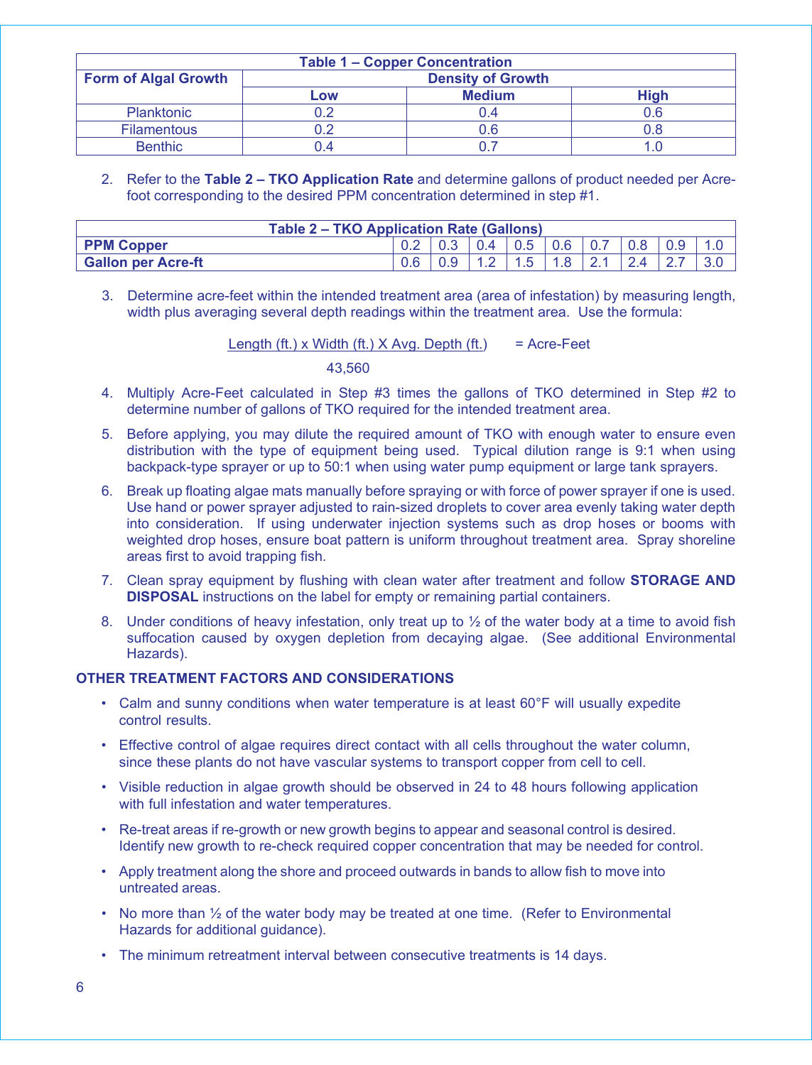| Table 1 – Copper Concentration | | | |
|---|---|---|---|
| **Form of Algal Growth** | **Density of Growth** | | |
| | **Low** | **Medium** | **High** |
| Planktonic | 0.2 | 0.4 | 0.6 |
| Filamentous | 0.2 | 0.6 | 0.8 |
| Benthic | 0.4 | 0.7 | 1.0 |

2. Refer to the **Table 2 – TKO Application Rate** and determine gallons of product needed per Acre-foot corresponding to the desired PPM concentration determined in step #1.

| Table 2 – TKO Application Rate (Gallons) | | | | | | | | | |
|---|---|---|---|---|---|---|---|---|---|
| **PPM Copper** | 0.2 | 0.3 | 0.4 | 0.5 | 0.6 | 0.7 | 0.8 | 0.9 | 1.0 |
| **Gallon per Acre-ft** | 0.6 | 0.9 | 1.2 | 1.5 | 1.8 | 2.1 | 2.4 | 2.7 | 3.0 |

3. Determine acre-feet within the intended treatment area (area of infestation) by measuring length, width plus averaging several depth readings within the treatment area. Use the formula:

$$\frac{\text{Length (ft.)} \times \text{Width (ft.)} \times \text{Avg. Depth (ft.)}}{43{,}560} = \text{Acre-Feet}$$

4. Multiply Acre-Feet calculated in Step #3 times the gallons of TKO determined in Step #2 to determine number of gallons of TKO required for the intended treatment area.
5. Before applying, you may dilute the required amount of TKO with enough water to ensure even distribution with the type of equipment being used. Typical dilution range is 9:1 when using backpack-type sprayer or up to 50:1 when using water pump equipment or large tank sprayers.
6. Break up floating algae mats manually before spraying or with force of power sprayer if one is used. Use hand or power sprayer adjusted to rain-sized droplets to cover area evenly taking water depth into consideration. If using underwater injection systems such as drop hoses or booms with weighted drop hoses, ensure boat pattern is uniform throughout treatment area. Spray shoreline areas first to avoid trapping fish.
7. Clean spray equipment by flushing with clean water after treatment and follow **STORAGE AND DISPOSAL** instructions on the label for empty or remaining partial containers.
8. Under conditions of heavy infestation, only treat up to ½ of the water body at a time to avoid fish suffocation caused by oxygen depletion from decaying algae. (See additional Environmental Hazards).

## OTHER TREATMENT FACTORS AND CONSIDERATIONS

- Calm and sunny conditions when water temperature is at least 60°F will usually expedite control results.
- Effective control of algae requires direct contact with all cells throughout the water column, since these plants do not have vascular systems to transport copper from cell to cell.
- Visible reduction in algae growth should be observed in 24 to 48 hours following application with full infestation and water temperatures.
- Re-treat areas if re-growth or new growth begins to appear and seasonal control is desired. Identify new growth to re-check required copper concentration that may be needed for control.
- Apply treatment along the shore and proceed outwards in bands to allow fish to move into untreated areas.
- No more than ½ of the water body may be treated at one time. (Refer to Environmental Hazards for additional guidance).
- The minimum retreatment interval between consecutive treatments is 14 days.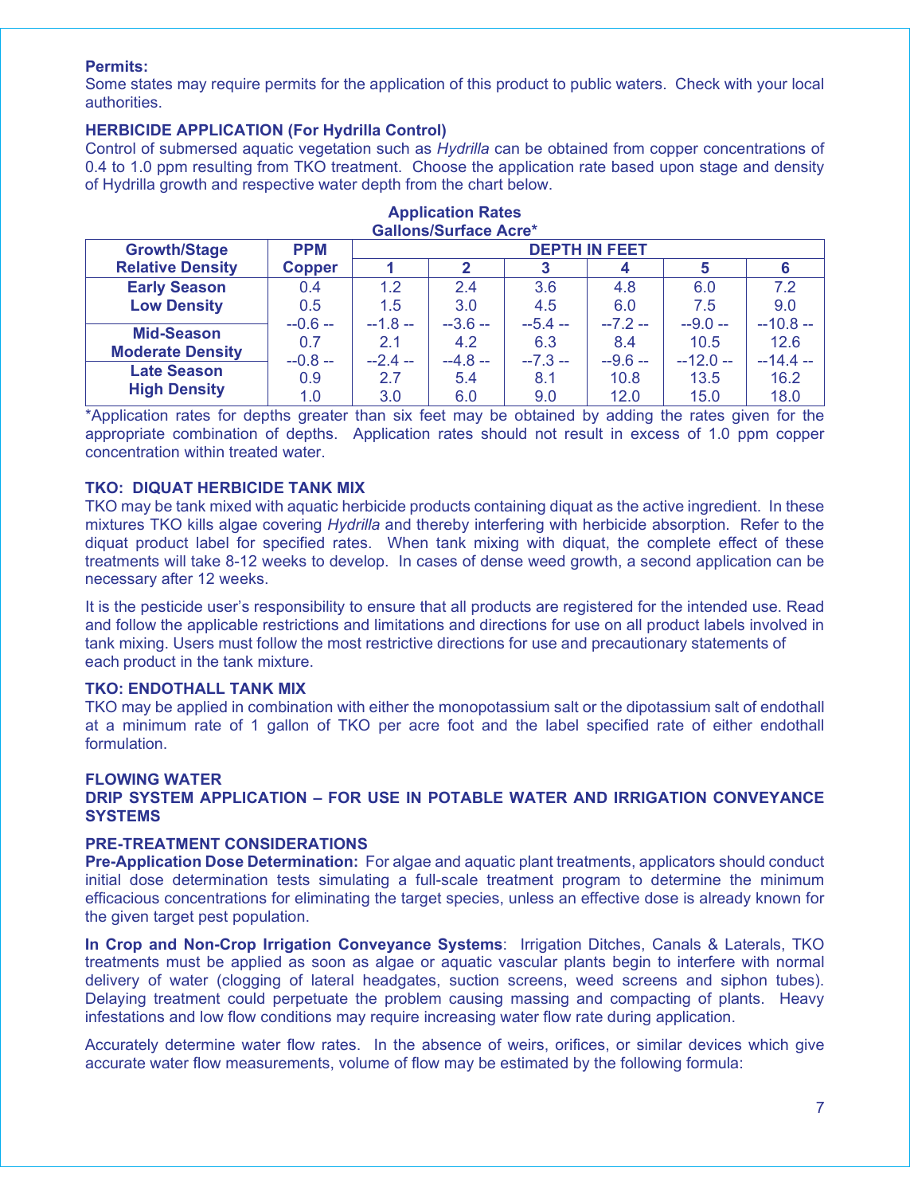**Permits:**
Some states may require permits for the application of this product to public waters. Check with your local authorities.

**HERBICIDE APPLICATION (For Hydrilla Control)**
Control of submersed aquatic vegetation such as *Hydrilla* can be obtained from copper concentrations of 0.4 to 1.0 ppm resulting from TKO treatment. Choose the application rate based upon stage and density of Hydrilla growth and respective water depth from the chart below.

**Application Rates**
**Gallons/Surface Acre***

| Growth/Stage Relative Density | PPM Copper | DEPTH IN FEET | | | | | |
|---|---|---|---|---|---|---|---|
| | | 1 | 2 | 3 | 4 | 5 | 6 |
| Early Season Low Density | 0.4 | 1.2 | 2.4 | 3.6 | 4.8 | 6.0 | 7.2 |
| | 0.5 | 1.5 | 3.0 | 4.5 | 6.0 | 7.5 | 9.0 |
| Mid-Season Moderate Density | --0.6 -- | --1.8 -- | --3.6 -- | --5.4 -- | --7.2 -- | --9.0 -- | --10.8 -- |
| | 0.7 | 2.1 | 4.2 | 6.3 | 8.4 | 10.5 | 12.6 |
| | --0.8 -- | --2.4 -- | --4.8 -- | --7.3 -- | --9.6 -- | --12.0 -- | --14.4 -- |
| Late Season High Density | 0.9 | 2.7 | 5.4 | 8.1 | 10.8 | 13.5 | 16.2 |
| | 1.0 | 3.0 | 6.0 | 9.0 | 12.0 | 15.0 | 18.0 |

*Application rates for depths greater than six feet may be obtained by adding the rates given for the appropriate combination of depths. Application rates should not result in excess of 1.0 ppm copper concentration within treated water.

**TKO: DIQUAT HERBICIDE TANK MIX**
TKO may be tank mixed with aquatic herbicide products containing diquat as the active ingredient. In these mixtures TKO kills algae covering *Hydrilla* and thereby interfering with herbicide absorption. Refer to the diquat product label for specified rates. When tank mixing with diquat, the complete effect of these treatments will take 8-12 weeks to develop. In cases of dense weed growth, a second application can be necessary after 12 weeks.

It is the pesticide user's responsibility to ensure that all products are registered for the intended use. Read and follow the applicable restrictions and limitations and directions for use on all product labels involved in tank mixing. Users must follow the most restrictive directions for use and precautionary statements of each product in the tank mixture.

**TKO: ENDOTHALL TANK MIX**
TKO may be applied in combination with either the monopotassium salt or the dipotassium salt of endothall at a minimum rate of 1 gallon of TKO per acre foot and the label specified rate of either endothall formulation.

**FLOWING WATER**
**DRIP SYSTEM APPLICATION – FOR USE IN POTABLE WATER AND IRRIGATION CONVEYANCE SYSTEMS**

**PRE-TREATMENT CONSIDERATIONS**
**Pre-Application Dose Determination:** For algae and aquatic plant treatments, applicators should conduct initial dose determination tests simulating a full-scale treatment program to determine the minimum efficacious concentrations for eliminating the target species, unless an effective dose is already known for the given target pest population.

**In Crop and Non-Crop Irrigation Conveyance Systems**: Irrigation Ditches, Canals & Laterals, TKO treatments must be applied as soon as algae or aquatic vascular plants begin to interfere with normal delivery of water (clogging of lateral headgates, suction screens, weed screens and siphon tubes). Delaying treatment could perpetuate the problem causing massing and compacting of plants. Heavy infestations and low flow conditions may require increasing water flow rate during application.

Accurately determine water flow rates. In the absence of weirs, orifices, or similar devices which give accurate water flow measurements, volume of flow may be estimated by the following formula: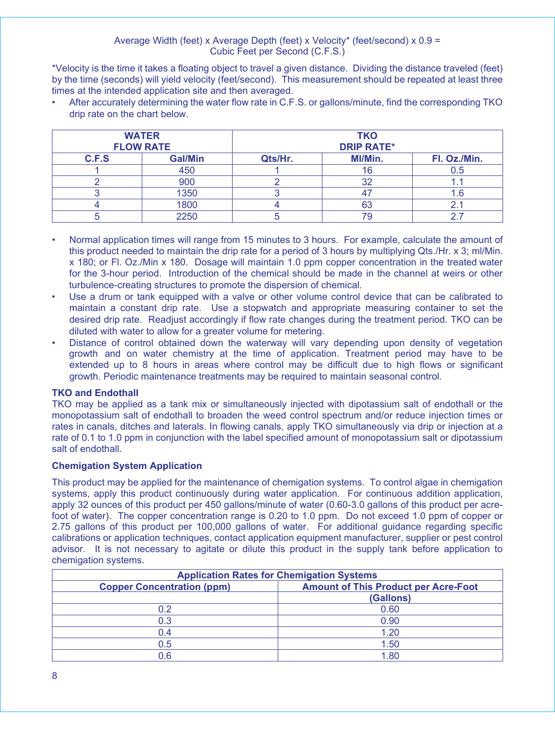Average Width (feet) x Average Depth (feet) x Velocity* (feet/second) x 0.9 = Cubic Feet per Second (C.F.S.)

*Velocity is the time it takes a floating object to travel a given distance. Dividing the distance traveled (feet) by the time (seconds) will yield velocity (feet/second). This measurement should be repeated at least three times at the intended application site and then averaged.

- After accurately determining the water flow rate in C.F.S. or gallons/minute, find the corresponding TKO drip rate on the chart below.

| WATER FLOW RATE | | TKO DRIP RATE* | | |
|---|---|---|---|---|
| C.F.S | Gal/Min | Qts/Hr. | Ml/Min. | Fl. Oz./Min. |
| 1 | 450 | 1 | 16 | 0.5 |
| 2 | 900 | 2 | 32 | 1.1 |
| 3 | 1350 | 3 | 47 | 1.6 |
| 4 | 1800 | 4 | 63 | 2.1 |
| 5 | 2250 | 5 | 79 | 2.7 |

- Normal application times will range from 15 minutes to 3 hours. For example, calculate the amount of this product needed to maintain the drip rate for a period of 3 hours by multiplying Qts./Hr. x 3; ml/Min. x 180; or Fl. Oz./Min x 180. Dosage will maintain 1.0 ppm copper concentration in the treated water for the 3-hour period. Introduction of the chemical should be made in the channel at weirs or other turbulence-creating structures to promote the dispersion of chemical.
- Use a drum or tank equipped with a valve or other volume control device that can be calibrated to maintain a constant drip rate. Use a stopwatch and appropriate measuring container to set the desired drip rate. Readjust accordingly if flow rate changes during the treatment period. TKO can be diluted with water to allow for a greater volume for metering.
- Distance of control obtained down the waterway will vary depending upon density of vegetation growth and on water chemistry at the time of application. Treatment period may have to be extended up to 8 hours in areas where control may be difficult due to high flows or significant growth. Periodic maintenance treatments may be required to maintain seasonal control.

**TKO and Endothall**

TKO may be applied as a tank mix or simultaneously injected with dipotassium salt of endothall or the monopotassium salt of endothall to broaden the weed control spectrum and/or reduce injection times or rates in canals, ditches and laterals. In flowing canals, apply TKO simultaneously via drip or injection at a rate of 0.1 to 1.0 ppm in conjunction with the label specified amount of monopotassium salt or dipotassium salt of endothall.

**Chemigation System Application**

This product may be applied for the maintenance of chemigation systems. To control algae in chemigation systems, apply this product continuously during water application. For continuous addition application, apply 32 ounces of this product per 450 gallons/minute of water (0.60-3.0 gallons of this product per acre-foot of water). The copper concentration range is 0.20 to 1.0 ppm. Do not exceed 1.0 ppm of copper or 2.75 gallons of this product per 100,000 gallons of water. For additional guidance regarding specific calibrations or application techniques, contact application equipment manufacturer, supplier or pest control advisor. It is not necessary to agitate or dilute this product in the supply tank before application to chemigation systems.

| Application Rates for Chemigation Systems | |
|---|---|
| Copper Concentration (ppm) | Amount of This Product per Acre-Foot (Gallons) |
| 0.2 | 0.60 |
| 0.3 | 0.90 |
| 0.4 | 1.20 |
| 0.5 | 1.50 |
| 0.6 | 1.80 |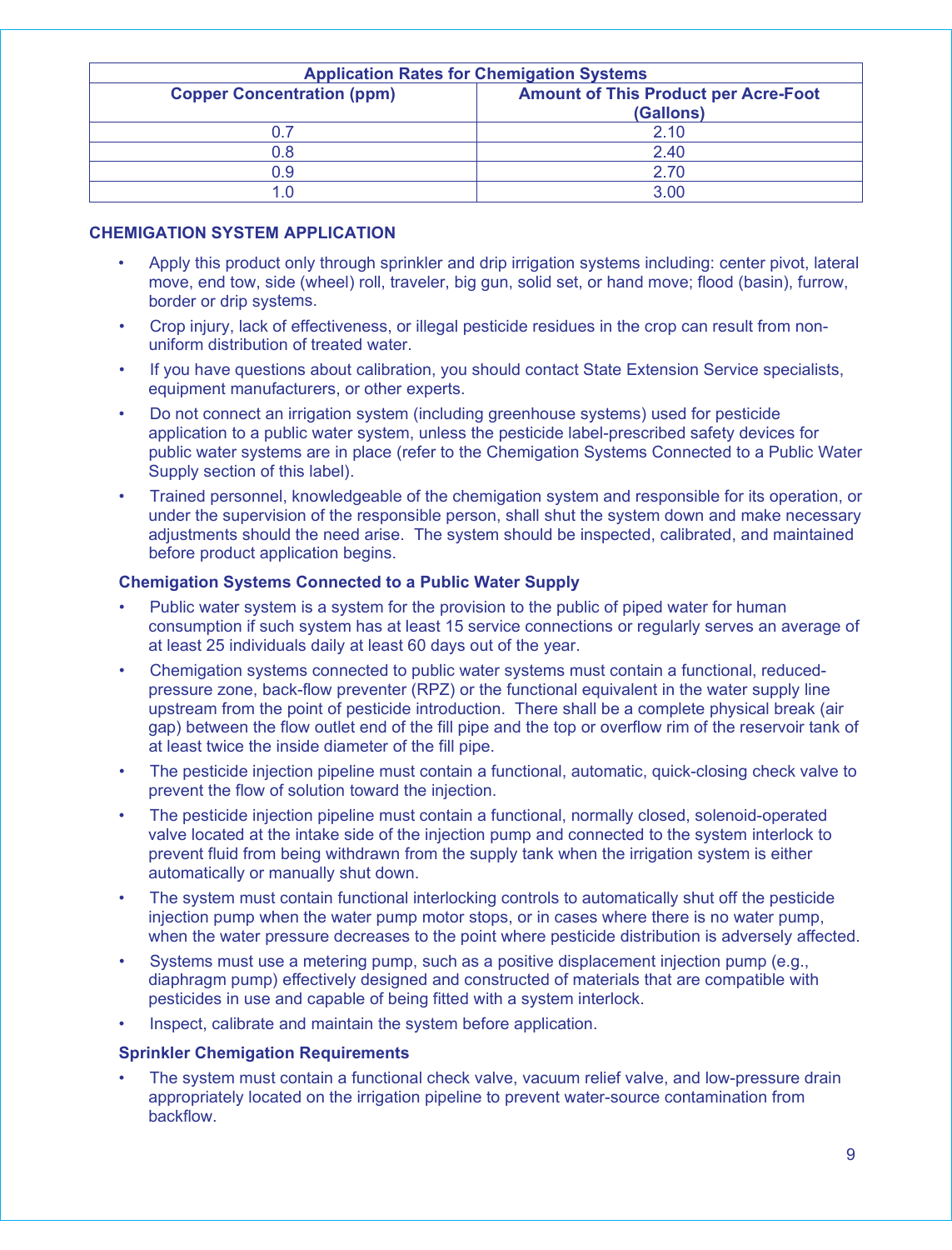| Application Rates for Chemigation Systems | |
|---|---|
| **Copper Concentration (ppm)** | **Amount of This Product per Acre-Foot (Gallons)** |
| 0.7 | 2.10 |
| 0.8 | 2.40 |
| 0.9 | 2.70 |
| 1.0 | 3.00 |

## CHEMIGATION SYSTEM APPLICATION

- Apply this product only through sprinkler and drip irrigation systems including: center pivot, lateral move, end tow, side (wheel) roll, traveler, big gun, solid set, or hand move; flood (basin), furrow, border or drip systems.
- Crop injury, lack of effectiveness, or illegal pesticide residues in the crop can result from non-uniform distribution of treated water.
- If you have questions about calibration, you should contact State Extension Service specialists, equipment manufacturers, or other experts.
- Do not connect an irrigation system (including greenhouse systems) used for pesticide application to a public water system, unless the pesticide label-prescribed safety devices for public water systems are in place (refer to the Chemigation Systems Connected to a Public Water Supply section of this label).
- Trained personnel, knowledgeable of the chemigation system and responsible for its operation, or under the supervision of the responsible person, shall shut the system down and make necessary adjustments should the need arise. The system should be inspected, calibrated, and maintained before product application begins.

### Chemigation Systems Connected to a Public Water Supply

- Public water system is a system for the provision to the public of piped water for human consumption if such system has at least 15 service connections or regularly serves an average of at least 25 individuals daily at least 60 days out of the year.
- Chemigation systems connected to public water systems must contain a functional, reduced-pressure zone, back-flow preventer (RPZ) or the functional equivalent in the water supply line upstream from the point of pesticide introduction. There shall be a complete physical break (air gap) between the flow outlet end of the fill pipe and the top or overflow rim of the reservoir tank of at least twice the inside diameter of the fill pipe.
- The pesticide injection pipeline must contain a functional, automatic, quick-closing check valve to prevent the flow of solution toward the injection.
- The pesticide injection pipeline must contain a functional, normally closed, solenoid-operated valve located at the intake side of the injection pump and connected to the system interlock to prevent fluid from being withdrawn from the supply tank when the irrigation system is either automatically or manually shut down.
- The system must contain functional interlocking controls to automatically shut off the pesticide injection pump when the water pump motor stops, or in cases where there is no water pump, when the water pressure decreases to the point where pesticide distribution is adversely affected.
- Systems must use a metering pump, such as a positive displacement injection pump (e.g., diaphragm pump) effectively designed and constructed of materials that are compatible with pesticides in use and capable of being fitted with a system interlock.
- Inspect, calibrate and maintain the system before application.

### Sprinkler Chemigation Requirements

- The system must contain a functional check valve, vacuum relief valve, and low-pressure drain appropriately located on the irrigation pipeline to prevent water-source contamination from backflow.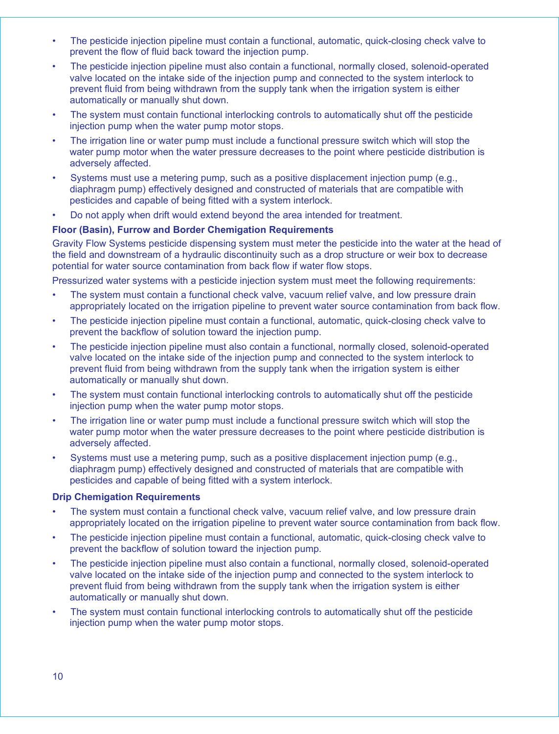- The pesticide injection pipeline must contain a functional, automatic, quick-closing check valve to prevent the flow of fluid back toward the injection pump.
- The pesticide injection pipeline must also contain a functional, normally closed, solenoid-operated valve located on the intake side of the injection pump and connected to the system interlock to prevent fluid from being withdrawn from the supply tank when the irrigation system is either automatically or manually shut down.
- The system must contain functional interlocking controls to automatically shut off the pesticide injection pump when the water pump motor stops.
- The irrigation line or water pump must include a functional pressure switch which will stop the water pump motor when the water pressure decreases to the point where pesticide distribution is adversely affected.
- Systems must use a metering pump, such as a positive displacement injection pump (e.g., diaphragm pump) effectively designed and constructed of materials that are compatible with pesticides and capable of being fitted with a system interlock.
- Do not apply when drift would extend beyond the area intended for treatment.

**Floor (Basin), Furrow and Border Chemigation Requirements**

Gravity Flow Systems pesticide dispensing system must meter the pesticide into the water at the head of the field and downstream of a hydraulic discontinuity such as a drop structure or weir box to decrease potential for water source contamination from back flow if water flow stops.

Pressurized water systems with a pesticide injection system must meet the following requirements:

- The system must contain a functional check valve, vacuum relief valve, and low pressure drain appropriately located on the irrigation pipeline to prevent water source contamination from back flow.
- The pesticide injection pipeline must contain a functional, automatic, quick-closing check valve to prevent the backflow of solution toward the injection pump.
- The pesticide injection pipeline must also contain a functional, normally closed, solenoid-operated valve located on the intake side of the injection pump and connected to the system interlock to prevent fluid from being withdrawn from the supply tank when the irrigation system is either automatically or manually shut down.
- The system must contain functional interlocking controls to automatically shut off the pesticide injection pump when the water pump motor stops.
- The irrigation line or water pump must include a functional pressure switch which will stop the water pump motor when the water pressure decreases to the point where pesticide distribution is adversely affected.
- Systems must use a metering pump, such as a positive displacement injection pump (e.g., diaphragm pump) effectively designed and constructed of materials that are compatible with pesticides and capable of being fitted with a system interlock.

**Drip Chemigation Requirements**

- The system must contain a functional check valve, vacuum relief valve, and low pressure drain appropriately located on the irrigation pipeline to prevent water source contamination from back flow.
- The pesticide injection pipeline must contain a functional, automatic, quick-closing check valve to prevent the backflow of solution toward the injection pump.
- The pesticide injection pipeline must also contain a functional, normally closed, solenoid-operated valve located on the intake side of the injection pump and connected to the system interlock to prevent fluid from being withdrawn from the supply tank when the irrigation system is either automatically or manually shut down.
- The system must contain functional interlocking controls to automatically shut off the pesticide injection pump when the water pump motor stops.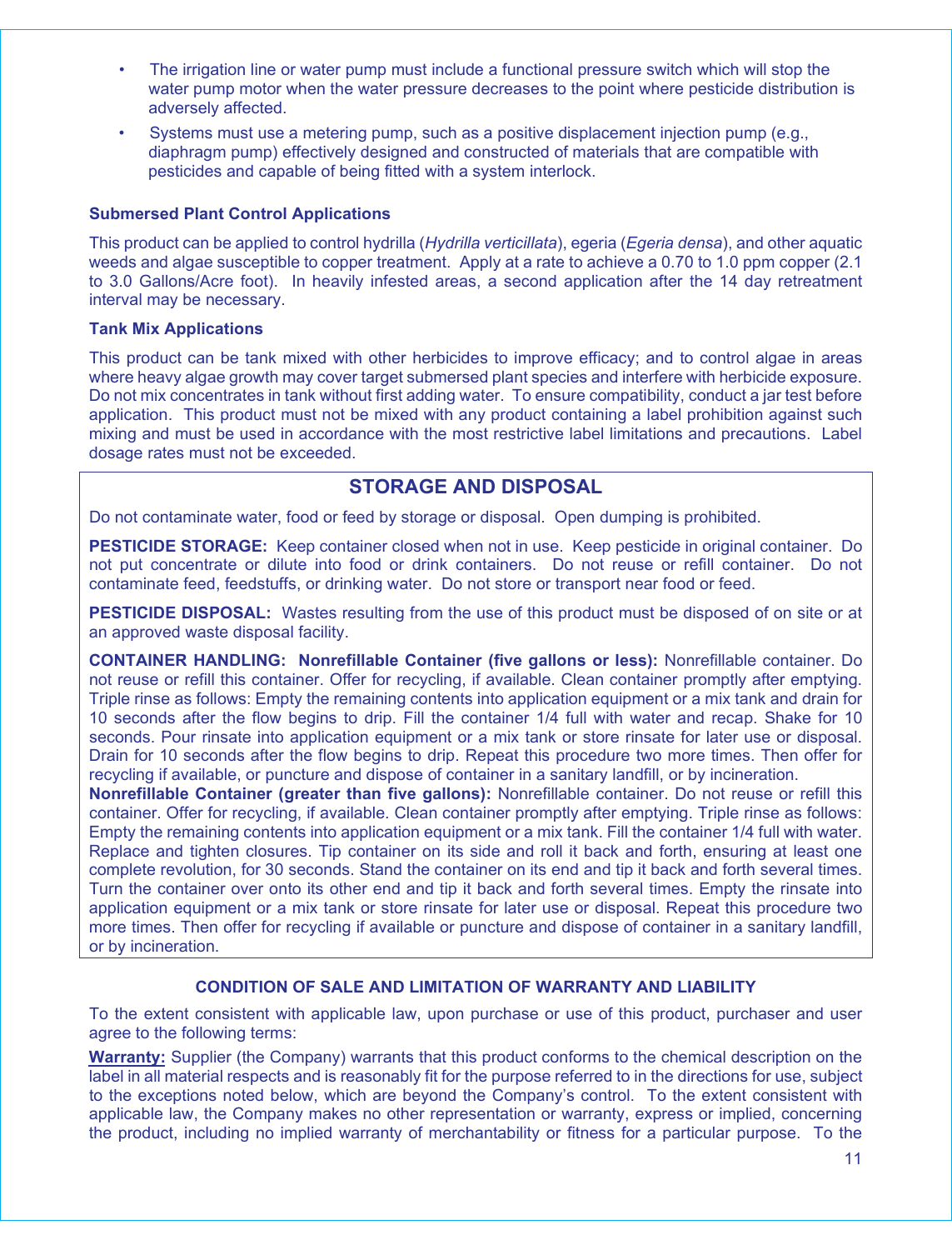- The irrigation line or water pump must include a functional pressure switch which will stop the water pump motor when the water pressure decreases to the point where pesticide distribution is adversely affected.
- Systems must use a metering pump, such as a positive displacement injection pump (e.g., diaphragm pump) effectively designed and constructed of materials that are compatible with pesticides and capable of being fitted with a system interlock.

**Submersed Plant Control Applications**

This product can be applied to control hydrilla (*Hydrilla verticillata*), egeria (*Egeria densa*), and other aquatic weeds and algae susceptible to copper treatment. Apply at a rate to achieve a 0.70 to 1.0 ppm copper (2.1 to 3.0 Gallons/Acre foot). In heavily infested areas, a second application after the 14 day retreatment interval may be necessary.

**Tank Mix Applications**

This product can be tank mixed with other herbicides to improve efficacy; and to control algae in areas where heavy algae growth may cover target submersed plant species and interfere with herbicide exposure. Do not mix concentrates in tank without first adding water. To ensure compatibility, conduct a jar test before application. This product must not be mixed with any product containing a label prohibition against such mixing and must be used in accordance with the most restrictive label limitations and precautions. Label dosage rates must not be exceeded.

## STORAGE AND DISPOSAL

Do not contaminate water, food or feed by storage or disposal. Open dumping is prohibited.

**PESTICIDE STORAGE:** Keep container closed when not in use. Keep pesticide in original container. Do not put concentrate or dilute into food or drink containers. Do not reuse or refill container. Do not contaminate feed, feedstuffs, or drinking water. Do not store or transport near food or feed.

**PESTICIDE DISPOSAL:** Wastes resulting from the use of this product must be disposed of on site or at an approved waste disposal facility.

**CONTAINER HANDLING: Nonrefillable Container (five gallons or less):** Nonrefillable container. Do not reuse or refill this container. Offer for recycling, if available. Clean container promptly after emptying. Triple rinse as follows: Empty the remaining contents into application equipment or a mix tank and drain for 10 seconds after the flow begins to drip. Fill the container 1/4 full with water and recap. Shake for 10 seconds. Pour rinsate into application equipment or a mix tank or store rinsate for later use or disposal. Drain for 10 seconds after the flow begins to drip. Repeat this procedure two more times. Then offer for recycling if available, or puncture and dispose of container in a sanitary landfill, or by incineration.
**Nonrefillable Container (greater than five gallons):** Nonrefillable container. Do not reuse or refill this container. Offer for recycling, if available. Clean container promptly after emptying. Triple rinse as follows: Empty the remaining contents into application equipment or a mix tank. Fill the container 1/4 full with water. Replace and tighten closures. Tip container on its side and roll it back and forth, ensuring at least one complete revolution, for 30 seconds. Stand the container on its end and tip it back and forth several times. Turn the container over onto its other end and tip it back and forth several times. Empty the rinsate into application equipment or a mix tank or store rinsate for later use or disposal. Repeat this procedure two more times. Then offer for recycling if available or puncture and dispose of container in a sanitary landfill, or by incineration.

**CONDITION OF SALE AND LIMITATION OF WARRANTY AND LIABILITY**

To the extent consistent with applicable law, upon purchase or use of this product, purchaser and user agree to the following terms:

**Warranty:** Supplier (the Company) warrants that this product conforms to the chemical description on the label in all material respects and is reasonably fit for the purpose referred to in the directions for use, subject to the exceptions noted below, which are beyond the Company's control. To the extent consistent with applicable law, the Company makes no other representation or warranty, express or implied, concerning the product, including no implied warranty of merchantability or fitness for a particular purpose. To the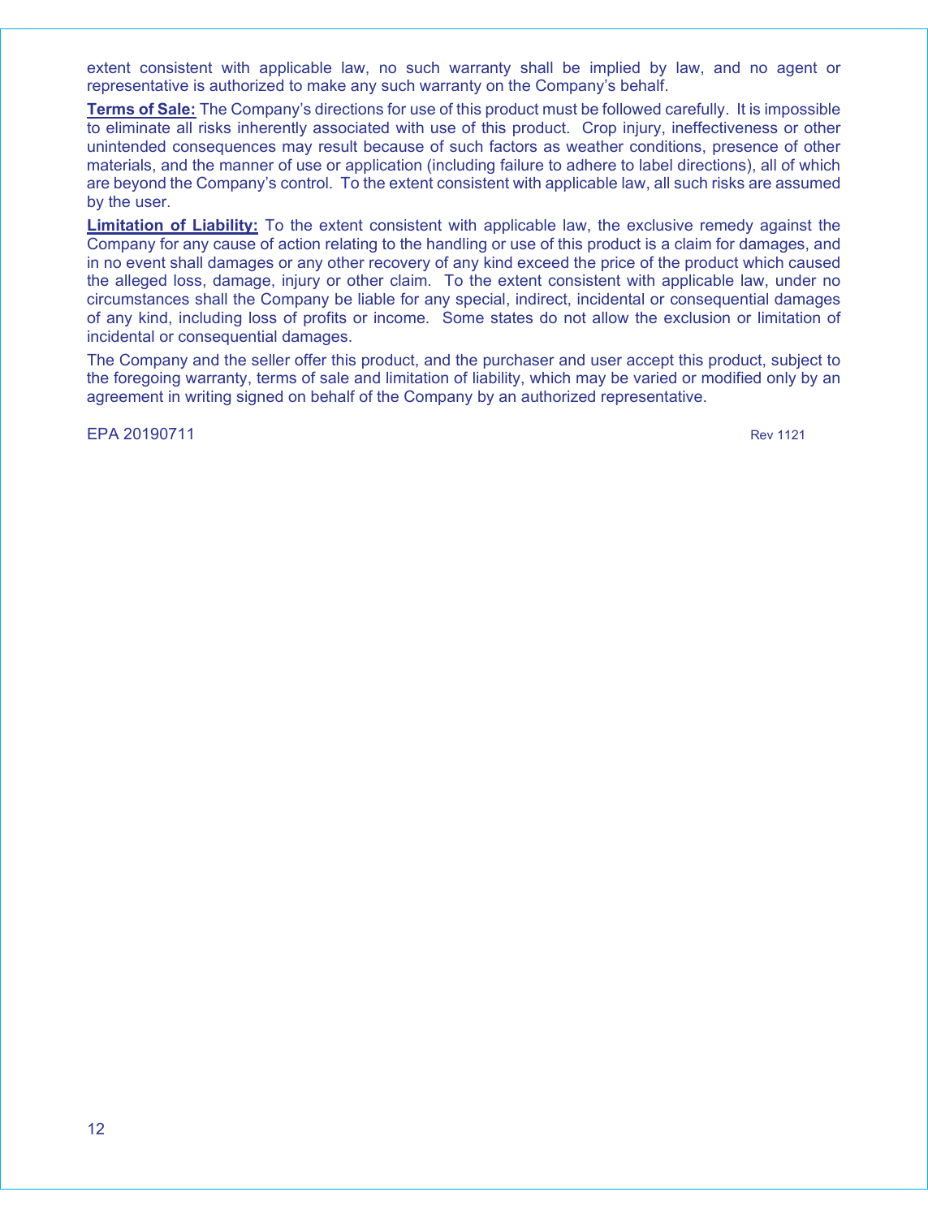extent consistent with applicable law, no such warranty shall be implied by law, and no agent or representative is authorized to make any such warranty on the Company's behalf.

**Terms of Sale:** The Company's directions for use of this product must be followed carefully. It is impossible to eliminate all risks inherently associated with use of this product. Crop injury, ineffectiveness or other unintended consequences may result because of such factors as weather conditions, presence of other materials, and the manner of use or application (including failure to adhere to label directions), all of which are beyond the Company's control. To the extent consistent with applicable law, all such risks are assumed by the user.

**Limitation of Liability:** To the extent consistent with applicable law, the exclusive remedy against the Company for any cause of action relating to the handling or use of this product is a claim for damages, and in no event shall damages or any other recovery of any kind exceed the price of the product which caused the alleged loss, damage, injury or other claim. To the extent consistent with applicable law, under no circumstances shall the Company be liable for any special, indirect, incidental or consequential damages of any kind, including loss of profits or income. Some states do not allow the exclusion or limitation of incidental or consequential damages.

The Company and the seller offer this product, and the purchaser and user accept this product, subject to the foregoing warranty, terms of sale and limitation of liability, which may be varied or modified only by an agreement in writing signed on behalf of the Company by an authorized representative.

EPA 20190711 Rev 1121